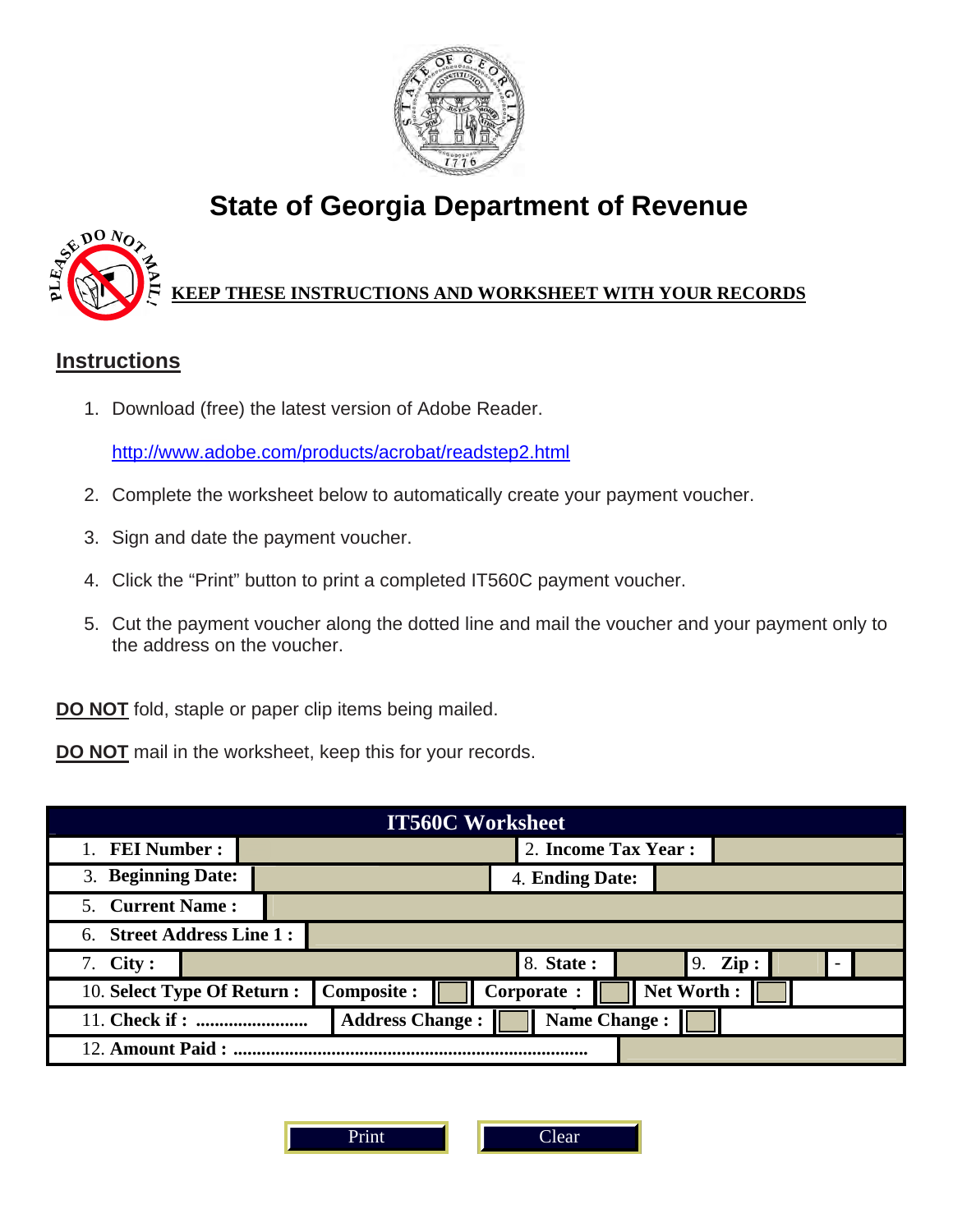# State of Georgia Department of Revenue

**KEEP THESE INSTRUCTIONS AND WORKSHEET WITH YOUR RECORDS**

## Instructions

1. Download (free) the latest version of Adobe Reader.

   http://www.adobe.com/products/acrobat/readstep2.html

2. Complete the worksheet below to automatically create your payment voucher.
3. Sign and date the payment voucher.
4. Click the "Print" button to print a completed IT560C payment voucher.
5. Cut the payment voucher along the dotted line and mail the voucher and your payment only to the address on the voucher.

**DO NOT** fold, staple or paper clip items being mailed.

**DO NOT** mail in the worksheet, keep this for your records.

| IT560C Worksheet | | | | | |
|---|---|---|---|---|---|
| 1. FEI Number : | | 2. Income Tax Year : | | | |
| 3. Beginning Date: | | 4. Ending Date: | | | |
| 5. Current Name : | | | | | |
| 6. Street Address Line 1 : | | | | | |
| 7. City : | | 8. State : | | 9. Zip : | - |
| 10. Select Type Of Return : | Composite : | Corporate : | Net Worth : | | |
| 11. Check if : ........................ | Address Change : | Name Change : | | | |
| 12. Amount Paid : ........................................................................... | | | | | |

Print    Clear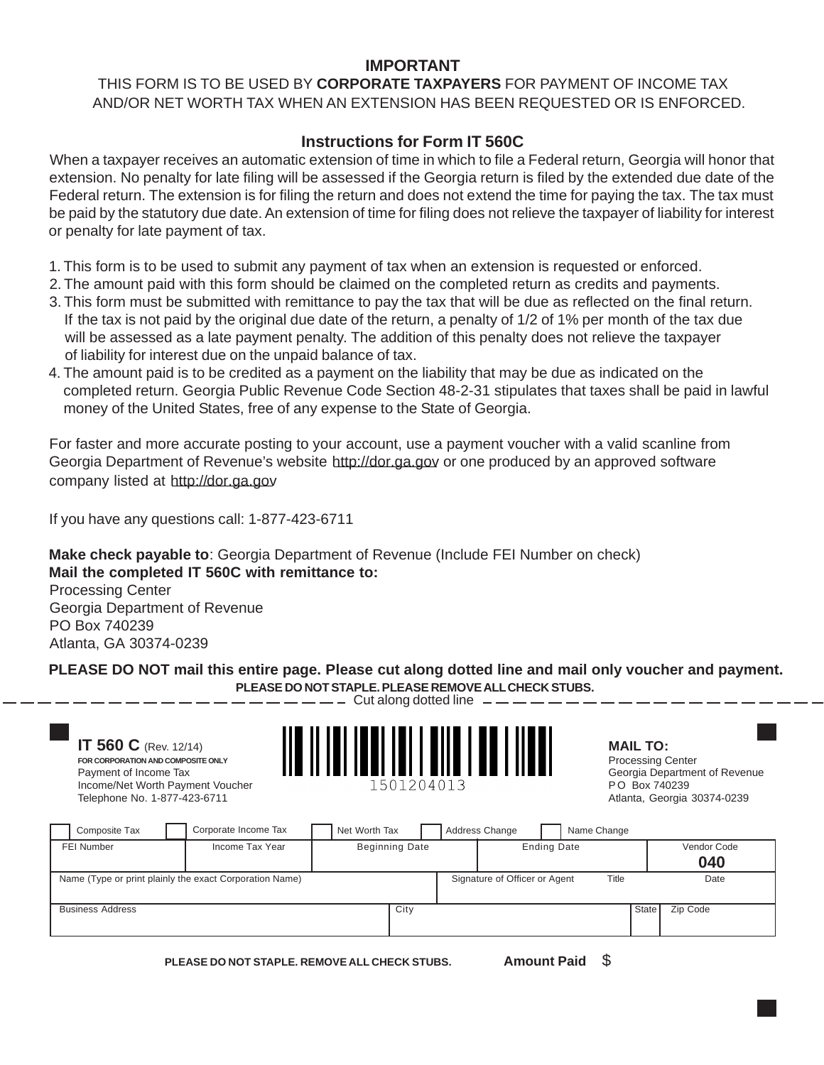**IMPORTANT**

THIS FORM IS TO BE USED BY **CORPORATE TAXPAYERS** FOR PAYMENT OF INCOME TAX AND/OR NET WORTH TAX WHEN AN EXTENSION HAS BEEN REQUESTED OR IS ENFORCED.

## Instructions for Form IT 560C

When a taxpayer receives an automatic extension of time in which to file a Federal return, Georgia will honor that extension. No penalty for late filing will be assessed if the Georgia return is filed by the extended due date of the Federal return. The extension is for filing the return and does not extend the time for paying the tax. The tax must be paid by the statutory due date. An extension of time for filing does not relieve the taxpayer of liability for interest or penalty for late payment of tax.

1. This form is to be used to submit any payment of tax when an extension is requested or enforced.
2. The amount paid with this form should be claimed on the completed return as credits and payments.
3. This form must be submitted with remittance to pay the tax that will be due as reflected on the final return. If the tax is not paid by the original due date of the return, a penalty of 1/2 of 1% per month of the tax due will be assessed as a late payment penalty. The addition of this penalty does not relieve the taxpayer of liability for interest due on the unpaid balance of tax.
4. The amount paid is to be credited as a payment on the liability that may be due as indicated on the completed return. Georgia Public Revenue Code Section 48-2-31 stipulates that taxes shall be paid in lawful money of the United States, free of any expense to the State of Georgia.

For faster and more accurate posting to your account, use a payment voucher with a valid scanline from Georgia Department of Revenue's website http://dor.ga.gov or one produced by an approved software company listed at http://dor.ga.gov

If you have any questions call: 1-877-423-6711

**Make check payable to**: Georgia Department of Revenue (Include FEI Number on check)
**Mail the completed IT 560C with remittance to:**
Processing Center
Georgia Department of Revenue
PO Box 740239
Atlanta, GA 30374-0239

**PLEASE DO NOT mail this entire page. Please cut along dotted line and mail only voucher and payment.**

**PLEASE DO NOT STAPLE. PLEASE REMOVE ALL CHECK STUBS.**

Cut along dotted line

**IT 560 C** (Rev. 12/14)
**FOR CORPORATION AND COMPOSITE ONLY**
Payment of Income Tax
Income/Net Worth Payment Voucher
Telephone No. 1-877-423-6711

1501204013

**MAIL TO:**
Processing Center
Georgia Department of Revenue
PO Box 740239
Atlanta, Georgia 30374-0239

☐ Composite Tax ☐ Corporate Income Tax ☐ Net Worth Tax ☐ Address Change ☐ Name Change

| FEI Number | Income Tax Year | Beginning Date | Ending Date | Vendor Code |
|---|---|---|---|---|
| | | | | 040 |

| Name (Type or print plainly the exact Corporation Name) | Signature of Officer or Agent | Title | Date |
|---|---|---|---|
| | | | |

| Business Address | City | State | Zip Code |
|---|---|---|---|
| | | | |

**PLEASE DO NOT STAPLE. REMOVE ALL CHECK STUBS.** **Amount Paid** $